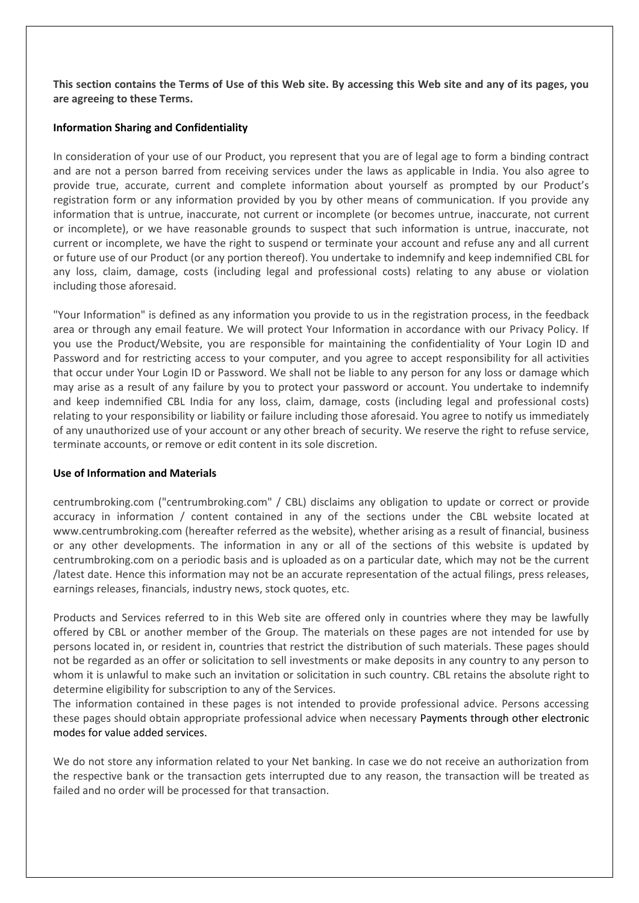**This section contains the Terms of Use of this Web site. By accessing this Web site and any of its pages, you are agreeing to these Terms.**

**Information Sharing and Confidentiality**

In consideration of your use of our Product, you represent that you are of legal age to form a binding contract and are not a person barred from receiving services under the laws as applicable in India. You also agree to provide true, accurate, current and complete information about yourself as prompted by our Product's registration form or any information provided by you by other means of communication. If you provide any information that is untrue, inaccurate, not current or incomplete (or becomes untrue, inaccurate, not current or incomplete), or we have reasonable grounds to suspect that such information is untrue, inaccurate, not current or incomplete, we have the right to suspend or terminate your account and refuse any and all current or future use of our Product (or any portion thereof). You undertake to indemnify and keep indemnified CBL for any loss, claim, damage, costs (including legal and professional costs) relating to any abuse or violation including those aforesaid.

"Your Information" is defined as any information you provide to us in the registration process, in the feedback area or through any email feature. We will protect Your Information in accordance with our Privacy Policy. If you use the Product/Website, you are responsible for maintaining the confidentiality of Your Login ID and Password and for restricting access to your computer, and you agree to accept responsibility for all activities that occur under Your Login ID or Password. We shall not be liable to any person for any loss or damage which may arise as a result of any failure by you to protect your password or account. You undertake to indemnify and keep indemnified CBL India for any loss, claim, damage, costs (including legal and professional costs) relating to your responsibility or liability or failure including those aforesaid. You agree to notify us immediately of any unauthorized use of your account or any other breach of security. We reserve the right to refuse service, terminate accounts, or remove or edit content in its sole discretion.

**Use of Information and Materials**

centrumbroking.com ("centrumbroking.com" / CBL) disclaims any obligation to update or correct or provide accuracy in information / content contained in any of the sections under the CBL website located at www.centrumbroking.com (hereafter referred as the website), whether arising as a result of financial, business or any other developments. The information in any or all of the sections of this website is updated by centrumbroking.com on a periodic basis and is uploaded as on a particular date, which may not be the current /latest date. Hence this information may not be an accurate representation of the actual filings, press releases, earnings releases, financials, industry news, stock quotes, etc.

Products and Services referred to in this Web site are offered only in countries where they may be lawfully offered by CBL or another member of the Group. The materials on these pages are not intended for use by persons located in, or resident in, countries that restrict the distribution of such materials. These pages should not be regarded as an offer or solicitation to sell investments or make deposits in any country to any person to whom it is unlawful to make such an invitation or solicitation in such country. CBL retains the absolute right to determine eligibility for subscription to any of the Services.
The information contained in these pages is not intended to provide professional advice. Persons accessing these pages should obtain appropriate professional advice when necessary Payments through other electronic modes for value added services.

We do not store any information related to your Net banking. In case we do not receive an authorization from the respective bank or the transaction gets interrupted due to any reason, the transaction will be treated as failed and no order will be processed for that transaction.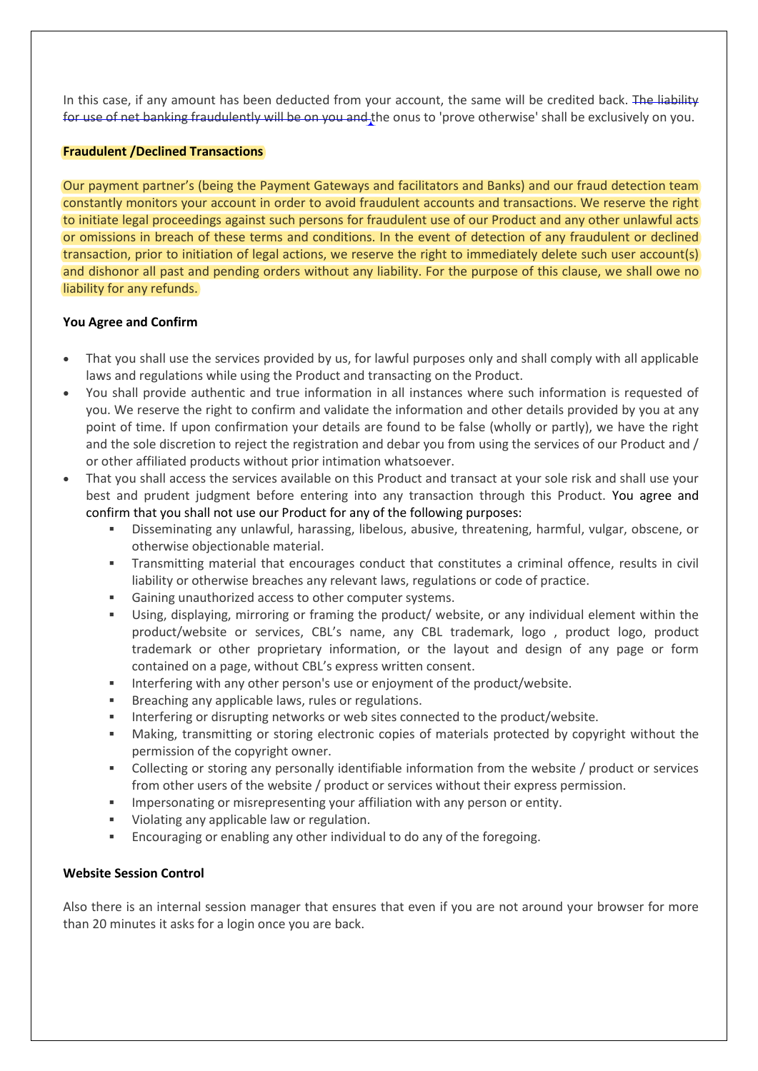In this case, if any amount has been deducted from your account, the same will be credited back. ~~The liability for use of net banking fraudulently will be on you and~~ the onus to 'prove otherwise' shall be exclusively on you.

**Fraudulent /Declined Transactions**

Our payment partner's (being the Payment Gateways and facilitators and Banks) and our fraud detection team constantly monitors your account in order to avoid fraudulent accounts and transactions. We reserve the right to initiate legal proceedings against such persons for fraudulent use of our Product and any other unlawful acts or omissions in breach of these terms and conditions. In the event of detection of any fraudulent or declined transaction, prior to initiation of legal actions, we reserve the right to immediately delete such user account(s) and dishonor all past and pending orders without any liability. For the purpose of this clause, we shall owe no liability for any refunds.

**You Agree and Confirm**

- That you shall use the services provided by us, for lawful purposes only and shall comply with all applicable laws and regulations while using the Product and transacting on the Product.
- You shall provide authentic and true information in all instances where such information is requested of you. We reserve the right to confirm and validate the information and other details provided by you at any point of time. If upon confirmation your details are found to be false (wholly or partly), we have the right and the sole discretion to reject the registration and debar you from using the services of our Product and / or other affiliated products without prior intimation whatsoever.
- That you shall access the services available on this Product and transact at your sole risk and shall use your best and prudent judgment before entering into any transaction through this Product. You agree and confirm that you shall not use our Product for any of the following purposes:
  - Disseminating any unlawful, harassing, libelous, abusive, threatening, harmful, vulgar, obscene, or otherwise objectionable material.
  - Transmitting material that encourages conduct that constitutes a criminal offence, results in civil liability or otherwise breaches any relevant laws, regulations or code of practice.
  - Gaining unauthorized access to other computer systems.
  - Using, displaying, mirroring or framing the product/ website, or any individual element within the product/website or services, CBL's name, any CBL trademark, logo , product logo, product trademark or other proprietary information, or the layout and design of any page or form contained on a page, without CBL's express written consent.
  - Interfering with any other person's use or enjoyment of the product/website.
  - Breaching any applicable laws, rules or regulations.
  - Interfering or disrupting networks or web sites connected to the product/website.
  - Making, transmitting or storing electronic copies of materials protected by copyright without the permission of the copyright owner.
  - Collecting or storing any personally identifiable information from the website / product or services from other users of the website / product or services without their express permission.
  - Impersonating or misrepresenting your affiliation with any person or entity.
  - Violating any applicable law or regulation.
  - Encouraging or enabling any other individual to do any of the foregoing.

**Website Session Control**

Also there is an internal session manager that ensures that even if you are not around your browser for more than 20 minutes it asks for a login once you are back.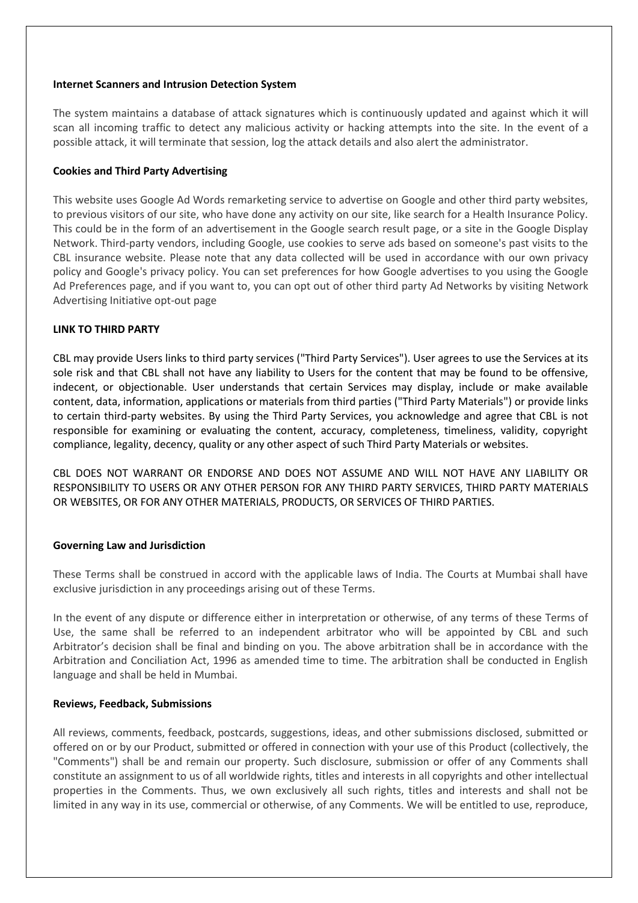**Internet Scanners and Intrusion Detection System**

The system maintains a database of attack signatures which is continuously updated and against which it will scan all incoming traffic to detect any malicious activity or hacking attempts into the site. In the event of a possible attack, it will terminate that session, log the attack details and also alert the administrator.

**Cookies and Third Party Advertising**

This website uses Google Ad Words remarketing service to advertise on Google and other third party websites, to previous visitors of our site, who have done any activity on our site, like search for a Health Insurance Policy. This could be in the form of an advertisement in the Google search result page, or a site in the Google Display Network. Third-party vendors, including Google, use cookies to serve ads based on someone's past visits to the CBL insurance website. Please note that any data collected will be used in accordance with our own privacy policy and Google's privacy policy. You can set preferences for how Google advertises to you using the Google Ad Preferences page, and if you want to, you can opt out of other third party Ad Networks by visiting Network Advertising Initiative opt-out page

**LINK TO THIRD PARTY**

CBL may provide Users links to third party services ("Third Party Services"). User agrees to use the Services at its sole risk and that CBL shall not have any liability to Users for the content that may be found to be offensive, indecent, or objectionable. User understands that certain Services may display, include or make available content, data, information, applications or materials from third parties ("Third Party Materials") or provide links to certain third-party websites. By using the Third Party Services, you acknowledge and agree that CBL is not responsible for examining or evaluating the content, accuracy, completeness, timeliness, validity, copyright compliance, legality, decency, quality or any other aspect of such Third Party Materials or websites.

CBL DOES NOT WARRANT OR ENDORSE AND DOES NOT ASSUME AND WILL NOT HAVE ANY LIABILITY OR RESPONSIBILITY TO USERS OR ANY OTHER PERSON FOR ANY THIRD PARTY SERVICES, THIRD PARTY MATERIALS OR WEBSITES, OR FOR ANY OTHER MATERIALS, PRODUCTS, OR SERVICES OF THIRD PARTIES.

**Governing Law and Jurisdiction**

These Terms shall be construed in accord with the applicable laws of India. The Courts at Mumbai shall have exclusive jurisdiction in any proceedings arising out of these Terms.

In the event of any dispute or difference either in interpretation or otherwise, of any terms of these Terms of Use, the same shall be referred to an independent arbitrator who will be appointed by CBL and such Arbitrator's decision shall be final and binding on you. The above arbitration shall be in accordance with the Arbitration and Conciliation Act, 1996 as amended time to time. The arbitration shall be conducted in English language and shall be held in Mumbai.

**Reviews, Feedback, Submissions**

All reviews, comments, feedback, postcards, suggestions, ideas, and other submissions disclosed, submitted or offered on or by our Product, submitted or offered in connection with your use of this Product (collectively, the "Comments") shall be and remain our property. Such disclosure, submission or offer of any Comments shall constitute an assignment to us of all worldwide rights, titles and interests in all copyrights and other intellectual properties in the Comments. Thus, we own exclusively all such rights, titles and interests and shall not be limited in any way in its use, commercial or otherwise, of any Comments. We will be entitled to use, reproduce,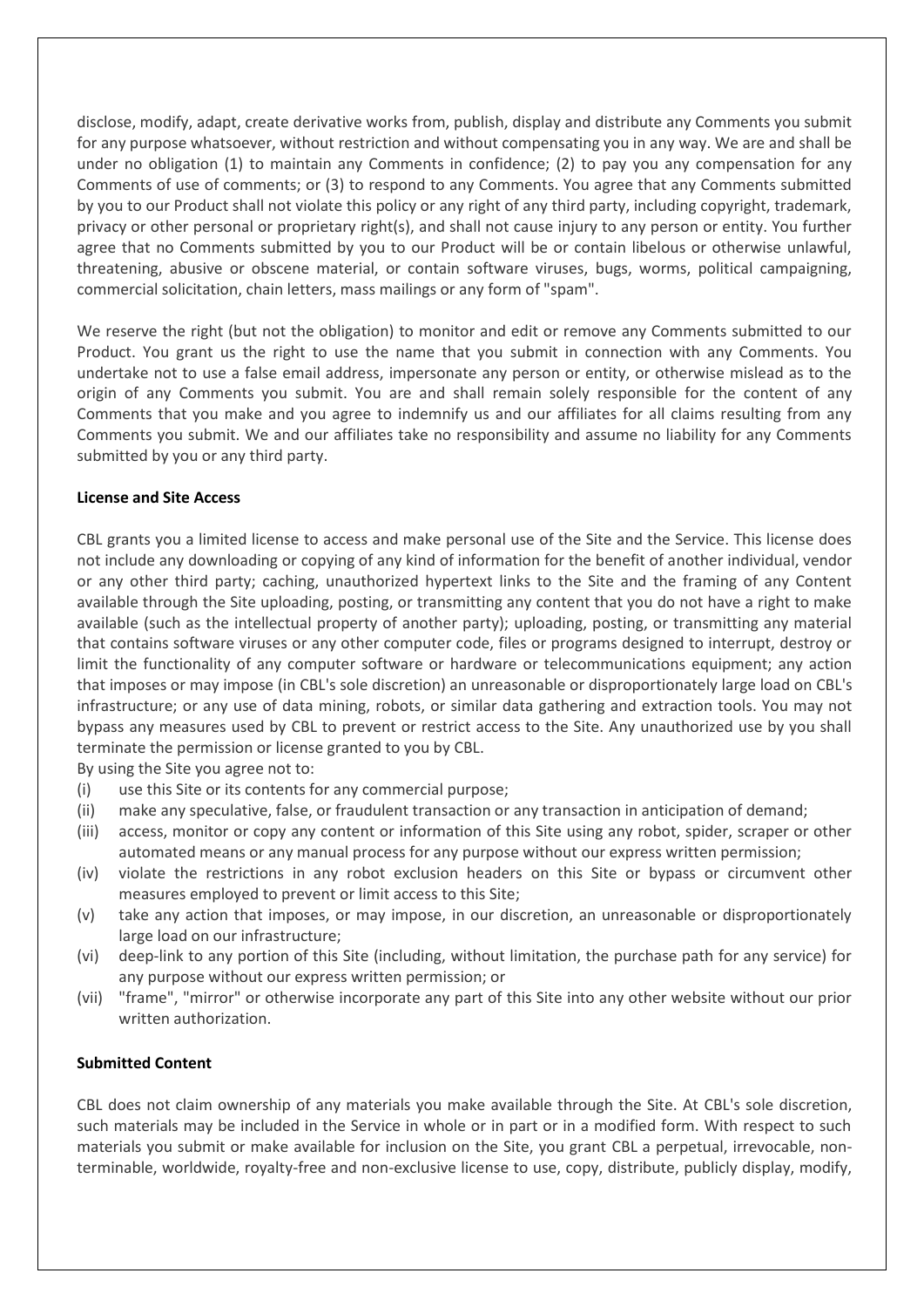disclose, modify, adapt, create derivative works from, publish, display and distribute any Comments you submit for any purpose whatsoever, without restriction and without compensating you in any way. We are and shall be under no obligation (1) to maintain any Comments in confidence; (2) to pay you any compensation for any Comments of use of comments; or (3) to respond to any Comments. You agree that any Comments submitted by you to our Product shall not violate this policy or any right of any third party, including copyright, trademark, privacy or other personal or proprietary right(s), and shall not cause injury to any person or entity. You further agree that no Comments submitted by you to our Product will be or contain libelous or otherwise unlawful, threatening, abusive or obscene material, or contain software viruses, bugs, worms, political campaigning, commercial solicitation, chain letters, mass mailings or any form of "spam".

We reserve the right (but not the obligation) to monitor and edit or remove any Comments submitted to our Product. You grant us the right to use the name that you submit in connection with any Comments. You undertake not to use a false email address, impersonate any person or entity, or otherwise mislead as to the origin of any Comments you submit. You are and shall remain solely responsible for the content of any Comments that you make and you agree to indemnify us and our affiliates for all claims resulting from any Comments you submit. We and our affiliates take no responsibility and assume no liability for any Comments submitted by you or any third party.

**License and Site Access**

CBL grants you a limited license to access and make personal use of the Site and the Service. This license does not include any downloading or copying of any kind of information for the benefit of another individual, vendor or any other third party; caching, unauthorized hypertext links to the Site and the framing of any Content available through the Site uploading, posting, or transmitting any content that you do not have a right to make available (such as the intellectual property of another party); uploading, posting, or transmitting any material that contains software viruses or any other computer code, files or programs designed to interrupt, destroy or limit the functionality of any computer software or hardware or telecommunications equipment; any action that imposes or may impose (in CBL's sole discretion) an unreasonable or disproportionately large load on CBL's infrastructure; or any use of data mining, robots, or similar data gathering and extraction tools. You may not bypass any measures used by CBL to prevent or restrict access to the Site. Any unauthorized use by you shall terminate the permission or license granted to you by CBL.

By using the Site you agree not to:

(i) use this Site or its contents for any commercial purpose;
(ii) make any speculative, false, or fraudulent transaction or any transaction in anticipation of demand;
(iii) access, monitor or copy any content or information of this Site using any robot, spider, scraper or other automated means or any manual process for any purpose without our express written permission;
(iv) violate the restrictions in any robot exclusion headers on this Site or bypass or circumvent other measures employed to prevent or limit access to this Site;
(v) take any action that imposes, or may impose, in our discretion, an unreasonable or disproportionately large load on our infrastructure;
(vi) deep-link to any portion of this Site (including, without limitation, the purchase path for any service) for any purpose without our express written permission; or
(vii) "frame", "mirror" or otherwise incorporate any part of this Site into any other website without our prior written authorization.

**Submitted Content**

CBL does not claim ownership of any materials you make available through the Site. At CBL's sole discretion, such materials may be included in the Service in whole or in part or in a modified form. With respect to such materials you submit or make available for inclusion on the Site, you grant CBL a perpetual, irrevocable, non-terminable, worldwide, royalty-free and non-exclusive license to use, copy, distribute, publicly display, modify,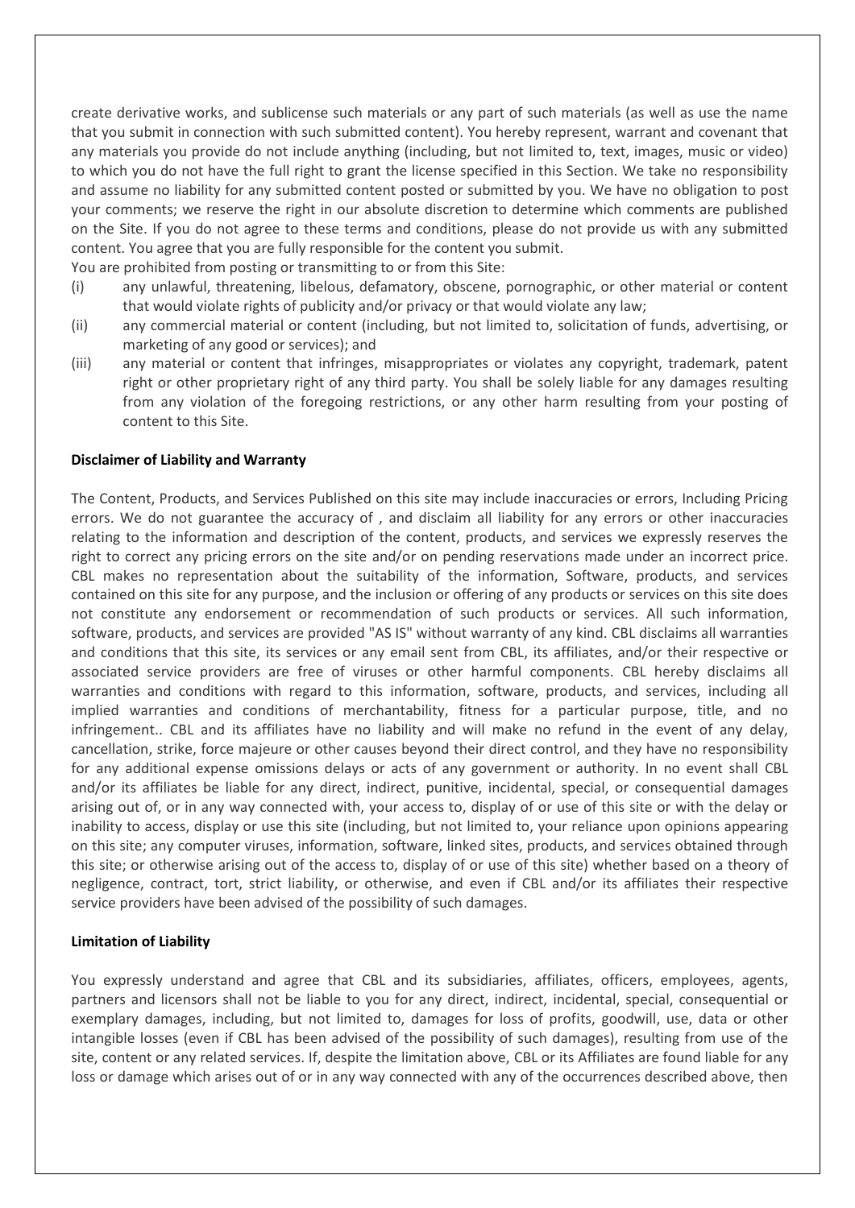create derivative works, and sublicense such materials or any part of such materials (as well as use the name that you submit in connection with such submitted content). You hereby represent, warrant and covenant that any materials you provide do not include anything (including, but not limited to, text, images, music or video) to which you do not have the full right to grant the license specified in this Section. We take no responsibility and assume no liability for any submitted content posted or submitted by you. We have no obligation to post your comments; we reserve the right in our absolute discretion to determine which comments are published on the Site. If you do not agree to these terms and conditions, please do not provide us with any submitted content. You agree that you are fully responsible for the content you submit.

You are prohibited from posting or transmitting to or from this Site:

(i) any unlawful, threatening, libelous, defamatory, obscene, pornographic, or other material or content that would violate rights of publicity and/or privacy or that would violate any law;

(ii) any commercial material or content (including, but not limited to, solicitation of funds, advertising, or marketing of any good or services); and

(iii) any material or content that infringes, misappropriates or violates any copyright, trademark, patent right or other proprietary right of any third party. You shall be solely liable for any damages resulting from any violation of the foregoing restrictions, or any other harm resulting from your posting of content to this Site.

**Disclaimer of Liability and Warranty**

The Content, Products, and Services Published on this site may include inaccuracies or errors, Including Pricing errors. We do not guarantee the accuracy of , and disclaim all liability for any errors or other inaccuracies relating to the information and description of the content, products, and services we expressly reserves the right to correct any pricing errors on the site and/or on pending reservations made under an incorrect price. CBL makes no representation about the suitability of the information, Software, products, and services contained on this site for any purpose, and the inclusion or offering of any products or services on this site does not constitute any endorsement or recommendation of such products or services. All such information, software, products, and services are provided "AS IS" without warranty of any kind. CBL disclaims all warranties and conditions that this site, its services or any email sent from CBL, its affiliates, and/or their respective or associated service providers are free of viruses or other harmful components. CBL hereby disclaims all warranties and conditions with regard to this information, software, products, and services, including all implied warranties and conditions of merchantability, fitness for a particular purpose, title, and no infringement.. CBL and its affiliates have no liability and will make no refund in the event of any delay, cancellation, strike, force majeure or other causes beyond their direct control, and they have no responsibility for any additional expense omissions delays or acts of any government or authority. In no event shall CBL and/or its affiliates be liable for any direct, indirect, punitive, incidental, special, or consequential damages arising out of, or in any way connected with, your access to, display of or use of this site or with the delay or inability to access, display or use this site (including, but not limited to, your reliance upon opinions appearing on this site; any computer viruses, information, software, linked sites, products, and services obtained through this site; or otherwise arising out of the access to, display of or use of this site) whether based on a theory of negligence, contract, tort, strict liability, or otherwise, and even if CBL and/or its affiliates their respective service providers have been advised of the possibility of such damages.

**Limitation of Liability**

You expressly understand and agree that CBL and its subsidiaries, affiliates, officers, employees, agents, partners and licensors shall not be liable to you for any direct, indirect, incidental, special, consequential or exemplary damages, including, but not limited to, damages for loss of profits, goodwill, use, data or other intangible losses (even if CBL has been advised of the possibility of such damages), resulting from use of the site, content or any related services. If, despite the limitation above, CBL or its Affiliates are found liable for any loss or damage which arises out of or in any way connected with any of the occurrences described above, then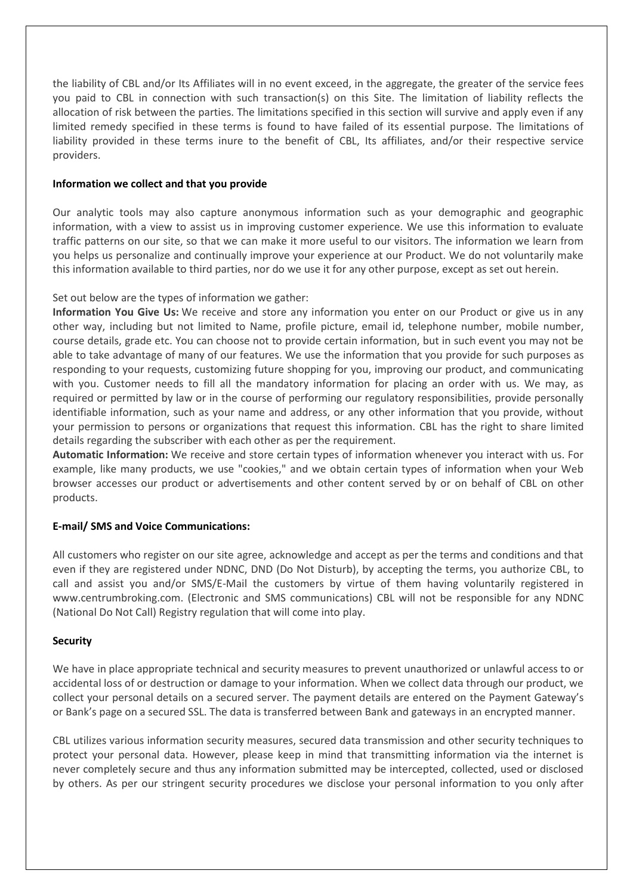the liability of CBL and/or Its Affiliates will in no event exceed, in the aggregate, the greater of the service fees you paid to CBL in connection with such transaction(s) on this Site. The limitation of liability reflects the allocation of risk between the parties. The limitations specified in this section will survive and apply even if any limited remedy specified in these terms is found to have failed of its essential purpose. The limitations of liability provided in these terms inure to the benefit of CBL, Its affiliates, and/or their respective service providers.

**Information we collect and that you provide**

Our analytic tools may also capture anonymous information such as your demographic and geographic information, with a view to assist us in improving customer experience. We use this information to evaluate traffic patterns on our site, so that we can make it more useful to our visitors. The information we learn from you helps us personalize and continually improve your experience at our Product. We do not voluntarily make this information available to third parties, nor do we use it for any other purpose, except as set out herein.

Set out below are the types of information we gather:

**Information You Give Us:** We receive and store any information you enter on our Product or give us in any other way, including but not limited to Name, profile picture, email id, telephone number, mobile number, course details, grade etc. You can choose not to provide certain information, but in such event you may not be able to take advantage of many of our features. We use the information that you provide for such purposes as responding to your requests, customizing future shopping for you, improving our product, and communicating with you. Customer needs to fill all the mandatory information for placing an order with us. We may, as required or permitted by law or in the course of performing our regulatory responsibilities, provide personally identifiable information, such as your name and address, or any other information that you provide, without your permission to persons or organizations that request this information. CBL has the right to share limited details regarding the subscriber with each other as per the requirement.

**Automatic Information:** We receive and store certain types of information whenever you interact with us. For example, like many products, we use "cookies," and we obtain certain types of information when your Web browser accesses our product or advertisements and other content served by or on behalf of CBL on other products.

**E-mail/ SMS and Voice Communications:**

All customers who register on our site agree, acknowledge and accept as per the terms and conditions and that even if they are registered under NDNC, DND (Do Not Disturb), by accepting the terms, you authorize CBL, to call and assist you and/or SMS/E-Mail the customers by virtue of them having voluntarily registered in www.centrumbroking.com. (Electronic and SMS communications) CBL will not be responsible for any NDNC (National Do Not Call) Registry regulation that will come into play.

**Security**

We have in place appropriate technical and security measures to prevent unauthorized or unlawful access to or accidental loss of or destruction or damage to your information. When we collect data through our product, we collect your personal details on a secured server. The payment details are entered on the Payment Gateway's or Bank's page on a secured SSL. The data is transferred between Bank and gateways in an encrypted manner.

CBL utilizes various information security measures, secured data transmission and other security techniques to protect your personal data. However, please keep in mind that transmitting information via the internet is never completely secure and thus any information submitted may be intercepted, collected, used or disclosed by others. As per our stringent security procedures we disclose your personal information to you only after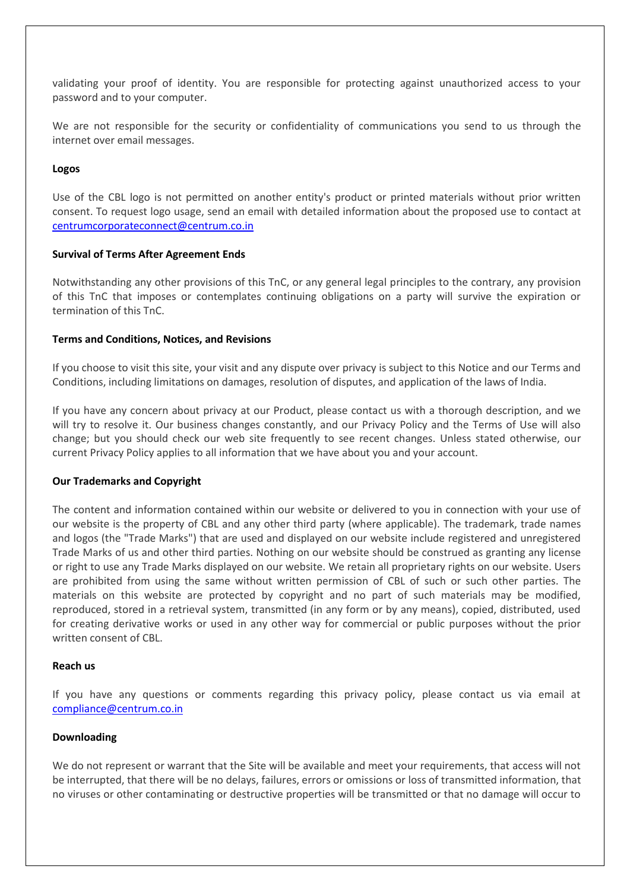validating your proof of identity. You are responsible for protecting against unauthorized access to your password and to your computer.

We are not responsible for the security or confidentiality of communications you send to us through the internet over email messages.

**Logos**

Use of the CBL logo is not permitted on another entity's product or printed materials without prior written consent. To request logo usage, send an email with detailed information about the proposed use to contact at centrumcorporateconnect@centrum.co.in

**Survival of Terms After Agreement Ends**

Notwithstanding any other provisions of this TnC, or any general legal principles to the contrary, any provision of this TnC that imposes or contemplates continuing obligations on a party will survive the expiration or termination of this TnC.

**Terms and Conditions, Notices, and Revisions**

If you choose to visit this site, your visit and any dispute over privacy is subject to this Notice and our Terms and Conditions, including limitations on damages, resolution of disputes, and application of the laws of India.

If you have any concern about privacy at our Product, please contact us with a thorough description, and we will try to resolve it. Our business changes constantly, and our Privacy Policy and the Terms of Use will also change; but you should check our web site frequently to see recent changes. Unless stated otherwise, our current Privacy Policy applies to all information that we have about you and your account.

**Our Trademarks and Copyright**

The content and information contained within our website or delivered to you in connection with your use of our website is the property of CBL and any other third party (where applicable). The trademark, trade names and logos (the "Trade Marks") that are used and displayed on our website include registered and unregistered Trade Marks of us and other third parties. Nothing on our website should be construed as granting any license or right to use any Trade Marks displayed on our website. We retain all proprietary rights on our website. Users are prohibited from using the same without written permission of CBL of such or such other parties. The materials on this website are protected by copyright and no part of such materials may be modified, reproduced, stored in a retrieval system, transmitted (in any form or by any means), copied, distributed, used for creating derivative works or used in any other way for commercial or public purposes without the prior written consent of CBL.

**Reach us**

If you have any questions or comments regarding this privacy policy, please contact us via email at compliance@centrum.co.in

**Downloading**

We do not represent or warrant that the Site will be available and meet your requirements, that access will not be interrupted, that there will be no delays, failures, errors or omissions or loss of transmitted information, that no viruses or other contaminating or destructive properties will be transmitted or that no damage will occur to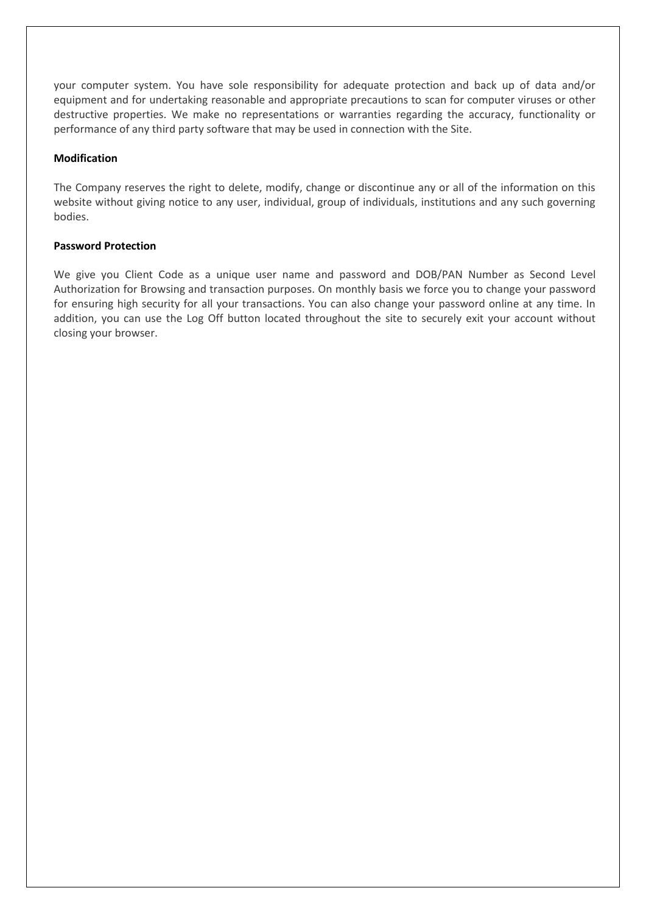your computer system. You have sole responsibility for adequate protection and back up of data and/or equipment and for undertaking reasonable and appropriate precautions to scan for computer viruses or other destructive properties. We make no representations or warranties regarding the accuracy, functionality or performance of any third party software that may be used in connection with the Site.

**Modification**

The Company reserves the right to delete, modify, change or discontinue any or all of the information on this website without giving notice to any user, individual, group of individuals, institutions and any such governing bodies.

**Password Protection**

We give you Client Code as a unique user name and password and DOB/PAN Number as Second Level Authorization for Browsing and transaction purposes. On monthly basis we force you to change your password for ensuring high security for all your transactions. You can also change your password online at any time. In addition, you can use the Log Off button located throughout the site to securely exit your account without closing your browser.